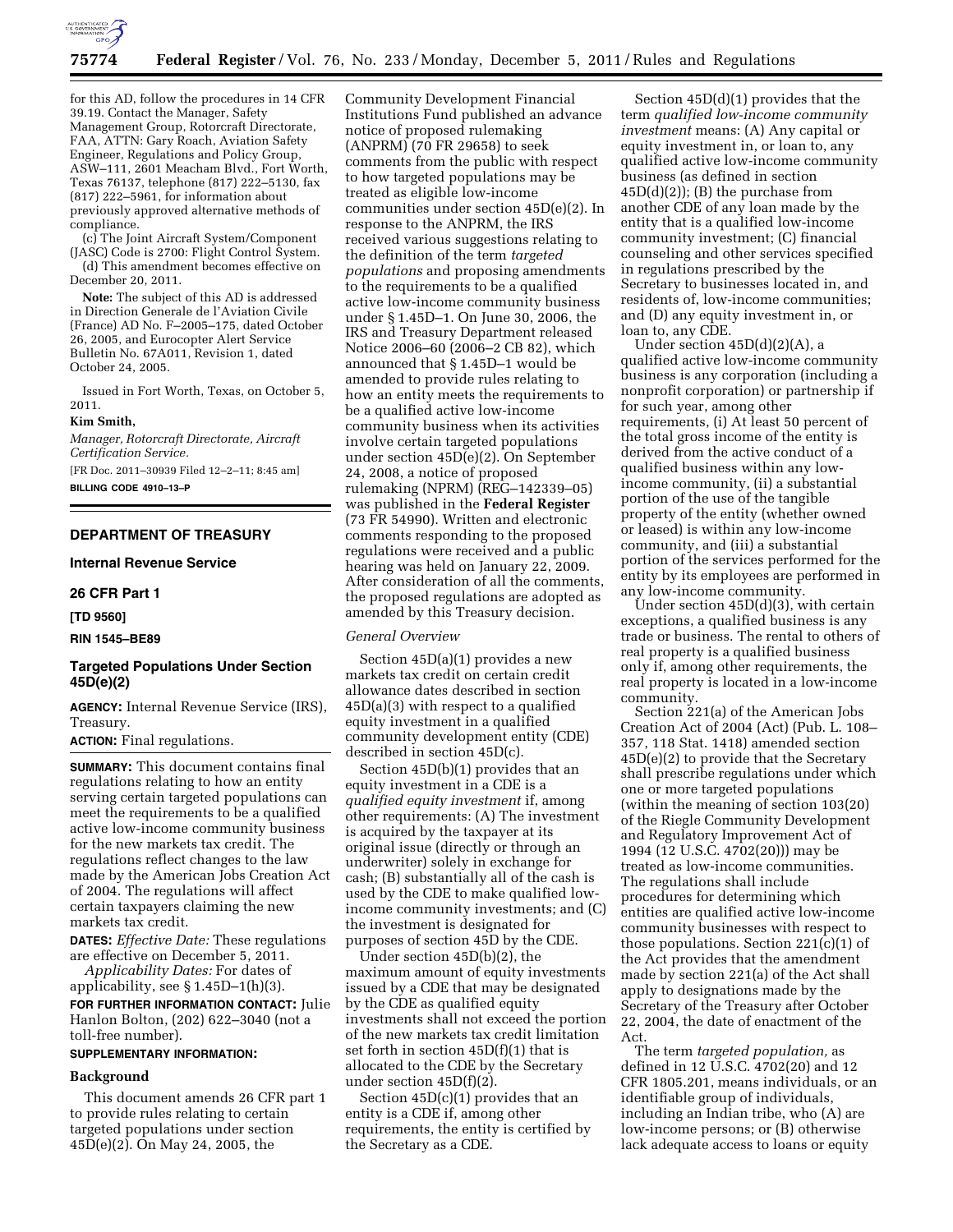for this AD, follow the procedures in 14 CFR 39.19. Contact the Manager, Safety Management Group, Rotorcraft Directorate, FAA, ATTN: Gary Roach, Aviation Safety Engineer, Regulations and Policy Group, ASW–111, 2601 Meacham Blvd., Fort Worth, Texas 76137, telephone (817) 222–5130, fax (817) 222–5961, for information about previously approved alternative methods of compliance.

(c) The Joint Aircraft System/Component (JASC) Code is 2700: Flight Control System.

(d) This amendment becomes effective on December 20, 2011.

**Note:** The subject of this AD is addressed in Direction Generale de l'Aviation Civile (France) AD No. F–2005–175, dated October 26, 2005, and Eurocopter Alert Service Bulletin No. 67A011, Revision 1, dated October 24, 2005.

Issued in Fort Worth, Texas, on October 5, 2011.

**Kim Smith,**

*Manager, Rotorcraft Directorate, Aircraft Certification Service.*

[FR Doc. 2011–30939 Filed 12–2–11; 8:45 am]

**BILLING CODE 4910–13–P**

## DEPARTMENT OF TREASURY

### Internal Revenue Service

### 26 CFR Part 1

**[TD 9560]**

**RIN 1545–BE89**

## Targeted Populations Under Section 45D(e)(2)

**AGENCY:** Internal Revenue Service (IRS), Treasury.

**ACTION:** Final regulations.

**SUMMARY:** This document contains final regulations relating to how an entity serving certain targeted populations can meet the requirements to be a qualified active low-income community business for the new markets tax credit. The regulations reflect changes to the law made by the American Jobs Creation Act of 2004. The regulations will affect certain taxpayers claiming the new markets tax credit.

**DATES:** *Effective Date:* These regulations are effective on December 5, 2011.

*Applicability Dates:* For dates of applicability, see § 1.45D–1(h)(3).

**FOR FURTHER INFORMATION CONTACT:** Julie Hanlon Bolton, (202) 622–3040 (not a toll-free number).

**SUPPLEMENTARY INFORMATION:**

### Background

This document amends 26 CFR part 1 to provide rules relating to certain targeted populations under section 45D(e)(2). On May 24, 2005, the Community Development Financial Institutions Fund published an advance notice of proposed rulemaking (ANPRM) (70 FR 29658) to seek comments from the public with respect to how targeted populations may be treated as eligible low-income communities under section 45D(e)(2). In response to the ANPRM, the IRS received various suggestions relating to the definition of the term *targeted populations* and proposing amendments to the requirements to be a qualified active low-income community business under § 1.45D–1. On June 30, 2006, the IRS and Treasury Department released Notice 2006–60 (2006–2 CB 82), which announced that § 1.45D–1 would be amended to provide rules relating to how an entity meets the requirements to be a qualified active low-income community business when its activities involve certain targeted populations under section 45D(e)(2). On September 24, 2008, a notice of proposed rulemaking (NPRM) (REG–142339–05) was published in the **Federal Register** (73 FR 54990). Written and electronic comments responding to the proposed regulations were received and a public hearing was held on January 22, 2009. After consideration of all the comments, the proposed regulations are adopted as amended by this Treasury decision.

#### *General Overview*

Section 45D(a)(1) provides a new markets tax credit on certain credit allowance dates described in section 45D(a)(3) with respect to a qualified equity investment in a qualified community development entity (CDE) described in section 45D(c).

Section 45D(b)(1) provides that an equity investment in a CDE is a *qualified equity investment* if, among other requirements: (A) The investment is acquired by the taxpayer at its original issue (directly or through an underwriter) solely in exchange for cash; (B) substantially all of the cash is used by the CDE to make qualified low-income community investments; and (C) the investment is designated for purposes of section 45D by the CDE.

Under section 45D(b)(2), the maximum amount of equity investments issued by a CDE that may be designated by the CDE as qualified equity investments shall not exceed the portion of the new markets tax credit limitation set forth in section 45D(f)(1) that is allocated to the CDE by the Secretary under section 45D(f)(2).

Section 45D(c)(1) provides that an entity is a CDE if, among other requirements, the entity is certified by the Secretary as a CDE.

Section 45D(d)(1) provides that the term *qualified low-income community investment* means: (A) Any capital or equity investment in, or loan to, any qualified active low-income community business (as defined in section 45D(d)(2)); (B) the purchase from another CDE of any loan made by the entity that is a qualified low-income community investment; (C) financial counseling and other services specified in regulations prescribed by the Secretary to businesses located in, and residents of, low-income communities; and (D) any equity investment in, or loan to, any CDE.

Under section 45D(d)(2)(A), a qualified active low-income community business is any corporation (including a nonprofit corporation) or partnership if for such year, among other requirements, (i) At least 50 percent of the total gross income of the entity is derived from the active conduct of a qualified business within any low-income community, (ii) a substantial portion of the use of the tangible property of the entity (whether owned or leased) is within any low-income community, and (iii) a substantial portion of the services performed for the entity by its employees are performed in any low-income community.

Under section 45D(d)(3), with certain exceptions, a qualified business is any trade or business. The rental to others of real property is a qualified business only if, among other requirements, the real property is located in a low-income community.

Section 221(a) of the American Jobs Creation Act of 2004 (Act) (Pub. L. 108–357, 118 Stat. 1418) amended section 45D(e)(2) to provide that the Secretary shall prescribe regulations under which one or more targeted populations (within the meaning of section 103(20) of the Riegle Community Development and Regulatory Improvement Act of 1994 (12 U.S.C. 4702(20))) may be treated as low-income communities. The regulations shall include procedures for determining which entities are qualified active low-income community businesses with respect to those populations. Section 221(c)(1) of the Act provides that the amendment made by section 221(a) of the Act shall apply to designations made by the Secretary of the Treasury after October 22, 2004, the date of enactment of the Act.

The term *targeted population,* as defined in 12 U.S.C. 4702(20) and 12 CFR 1805.201, means individuals, or an identifiable group of individuals, including an Indian tribe, who (A) are low-income persons; or (B) otherwise lack adequate access to loans or equity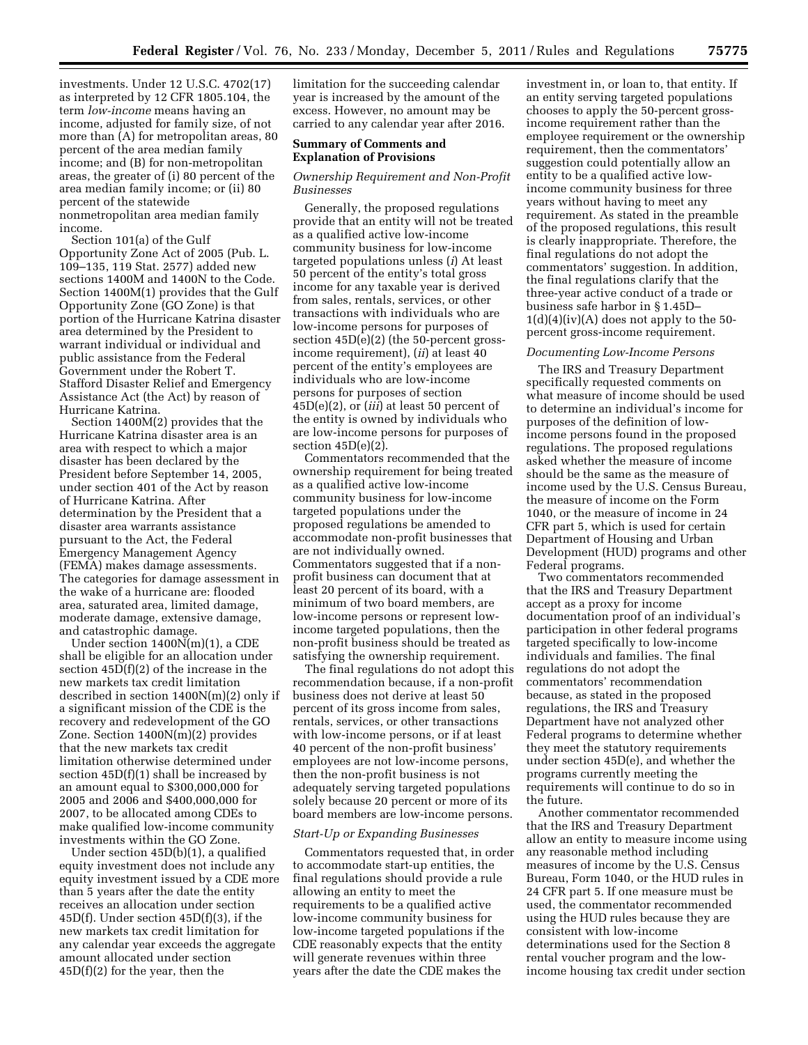investments. Under 12 U.S.C. 4702(17) as interpreted by 12 CFR 1805.104, the term *low-income* means having an income, adjusted for family size, of not more than (A) for metropolitan areas, 80 percent of the area median family income; and (B) for non-metropolitan areas, the greater of (i) 80 percent of the area median family income; or (ii) 80 percent of the statewide nonmetropolitan area median family income.

Section 101(a) of the Gulf Opportunity Zone Act of 2005 (Pub. L. 109–135, 119 Stat. 2577) added new sections 1400M and 1400N to the Code. Section 1400M(1) provides that the Gulf Opportunity Zone (GO Zone) is that portion of the Hurricane Katrina disaster area determined by the President to warrant individual or individual and public assistance from the Federal Government under the Robert T. Stafford Disaster Relief and Emergency Assistance Act (the Act) by reason of Hurricane Katrina.

Section 1400M(2) provides that the Hurricane Katrina disaster area is an area with respect to which a major disaster has been declared by the President before September 14, 2005, under section 401 of the Act by reason of Hurricane Katrina. After determination by the President that a disaster area warrants assistance pursuant to the Act, the Federal Emergency Management Agency (FEMA) makes damage assessments. The categories for damage assessment in the wake of a hurricane are: flooded area, saturated area, limited damage, moderate damage, extensive damage, and catastrophic damage.

Under section 1400N(m)(1), a CDE shall be eligible for an allocation under section 45D(f)(2) of the increase in the new markets tax credit limitation described in section 1400N(m)(2) only if a significant mission of the CDE is the recovery and redevelopment of the GO Zone. Section 1400N(m)(2) provides that the new markets tax credit limitation otherwise determined under section 45D(f)(1) shall be increased by an amount equal to $300,000,000 for 2005 and 2006 and $400,000,000 for 2007, to be allocated among CDEs to make qualified low-income community investments within the GO Zone.

Under section 45D(b)(1), a qualified equity investment does not include any equity investment issued by a CDE more than 5 years after the date the entity receives an allocation under section 45D(f). Under section 45D(f)(3), if the new markets tax credit limitation for any calendar year exceeds the aggregate amount allocated under section 45D(f)(2) for the year, then the limitation for the succeeding calendar year is increased by the amount of the excess. However, no amount may be carried to any calendar year after 2016.

**Summary of Comments and Explanation of Provisions**

*Ownership Requirement and Non-Profit Businesses*

Generally, the proposed regulations provide that an entity will not be treated as a qualified active low-income community business for low-income targeted populations unless (*i*) At least 50 percent of the entity's total gross income for any taxable year is derived from sales, rentals, services, or other transactions with individuals who are low-income persons for purposes of section 45D(e)(2) (the 50-percent gross-income requirement), (*ii*) at least 40 percent of the entity's employees are individuals who are low-income persons for purposes of section 45D(e)(2), or (*iii*) at least 50 percent of the entity is owned by individuals who are low-income persons for purposes of section 45D(e)(2).

Commentators recommended that the ownership requirement for being treated as a qualified active low-income community business for low-income targeted populations under the proposed regulations be amended to accommodate non-profit businesses that are not individually owned. Commentators suggested that if a non-profit business can document that at least 20 percent of its board, with a minimum of two board members, are low-income persons or represent low-income targeted populations, then the non-profit business should be treated as satisfying the ownership requirement.

The final regulations do not adopt this recommendation because, if a non-profit business does not derive at least 50 percent of its gross income from sales, rentals, services, or other transactions with low-income persons, or if at least 40 percent of the non-profit business' employees are not low-income persons, then the non-profit business is not adequately serving targeted populations solely because 20 percent or more of its board members are low-income persons.

*Start-Up or Expanding Businesses*

Commentators requested that, in order to accommodate start-up entities, the final regulations should provide a rule allowing an entity to meet the requirements to be a qualified active low-income community business for low-income targeted populations if the CDE reasonably expects that the entity will generate revenues within three years after the date the CDE makes the investment in, or loan to, that entity. If an entity serving targeted populations chooses to apply the 50-percent gross-income requirement rather than the employee requirement or the ownership requirement, then the commentators' suggestion could potentially allow an entity to be a qualified active low-income community business for three years without having to meet any requirement. As stated in the preamble of the proposed regulations, this result is clearly inappropriate. Therefore, the final regulations do not adopt the commentators' suggestion. In addition, the final regulations clarify that the three-year active conduct of a trade or business safe harbor in § 1.45D–1(d)(4)(iv)(A) does not apply to the 50-percent gross-income requirement.

*Documenting Low-Income Persons*

The IRS and Treasury Department specifically requested comments on what measure of income should be used to determine an individual's income for purposes of the definition of low-income persons found in the proposed regulations. The proposed regulations asked whether the measure of income should be the same as the measure of income used by the U.S. Census Bureau, the measure of income on the Form 1040, or the measure of income in 24 CFR part 5, which is used for certain Department of Housing and Urban Development (HUD) programs and other Federal programs.

Two commentators recommended that the IRS and Treasury Department accept as a proxy for income documentation proof of an individual's participation in other federal programs targeted specifically to low-income individuals and families. The final regulations do not adopt the commentators' recommendation because, as stated in the proposed regulations, the IRS and Treasury Department have not analyzed other Federal programs to determine whether they meet the statutory requirements under section 45D(e), and whether the programs currently meeting the requirements will continue to do so in the future.

Another commentator recommended that the IRS and Treasury Department allow an entity to measure income using any reasonable method including measures of income by the U.S. Census Bureau, Form 1040, or the HUD rules in 24 CFR part 5. If one measure must be used, the commentator recommended using the HUD rules because they are consistent with low-income determinations used for the Section 8 rental voucher program and the low-income housing tax credit under section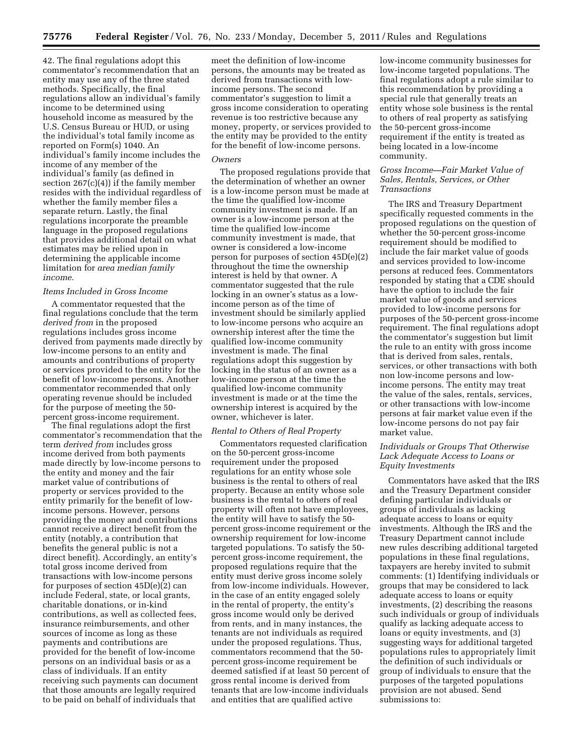42. The final regulations adopt this commentator's recommendation that an entity may use any of the three stated methods. Specifically, the final regulations allow an individual's family income to be determined using household income as measured by the U.S. Census Bureau or HUD, or using the individual's total family income as reported on Form(s) 1040. An individual's family income includes the income of any member of the individual's family (as defined in section 267(c)(4)) if the family member resides with the individual regardless of whether the family member files a separate return. Lastly, the final regulations incorporate the preamble language in the proposed regulations that provides additional detail on what estimates may be relied upon in determining the applicable income limitation for *area median family income.*

### *Items Included in Gross Income*

A commentator requested that the final regulations conclude that the term *derived from* in the proposed regulations includes gross income derived from payments made directly by low-income persons to an entity and amounts and contributions of property or services provided to the entity for the benefit of low-income persons. Another commentator recommended that only operating revenue should be included for the purpose of meeting the 50-percent gross-income requirement.

The final regulations adopt the first commentator's recommendation that the term *derived from* includes gross income derived from both payments made directly by low-income persons to the entity and money and the fair market value of contributions of property or services provided to the entity primarily for the benefit of low-income persons. However, persons providing the money and contributions cannot receive a direct benefit from the entity (notably, a contribution that benefits the general public is not a direct benefit). Accordingly, an entity's total gross income derived from transactions with low-income persons for purposes of section 45D(e)(2) can include Federal, state, or local grants, charitable donations, or in-kind contributions, as well as collected fees, insurance reimbursements, and other sources of income as long as these payments and contributions are provided for the benefit of low-income persons on an individual basis or as a class of individuals. If an entity receiving such payments can document that those amounts are legally required to be paid on behalf of individuals that meet the definition of low-income persons, the amounts may be treated as derived from transactions with low-income persons. The second commentator's suggestion to limit a gross income consideration to operating revenue is too restrictive because any money, property, or services provided to the entity may be provided to the entity for the benefit of low-income persons.

### *Owners*

The proposed regulations provide that the determination of whether an owner is a low-income person must be made at the time the qualified low-income community investment is made. If an owner is a low-income person at the time the qualified low-income community investment is made, that owner is considered a low-income person for purposes of section 45D(e)(2) throughout the time the ownership interest is held by that owner. A commentator suggested that the rule locking in an owner's status as a low-income person as of the time of investment should be similarly applied to low-income persons who acquire an ownership interest after the time the qualified low-income community investment is made. The final regulations adopt this suggestion by locking in the status of an owner as a low-income person at the time the qualified low-income community investment is made or at the time the ownership interest is acquired by the owner, whichever is later.

### *Rental to Others of Real Property*

Commentators requested clarification on the 50-percent gross-income requirement under the proposed regulations for an entity whose sole business is the rental to others of real property. Because an entity whose sole business is the rental to others of real property will often not have employees, the entity will have to satisfy the 50-percent gross-income requirement or the ownership requirement for low-income targeted populations. To satisfy the 50-percent gross-income requirement, the proposed regulations require that the entity must derive gross income solely from low-income individuals. However, in the case of an entity engaged solely in the rental of property, the entity's gross income would only be derived from rents, and in many instances, the tenants are not individuals as required under the proposed regulations. Thus, commentators recommend that the 50-percent gross-income requirement be deemed satisfied if at least 50 percent of gross rental income is derived from tenants that are low-income individuals and entities that are qualified active low-income community businesses for low-income targeted populations. The final regulations adopt a rule similar to this recommendation by providing a special rule that generally treats an entity whose sole business is the rental to others of real property as satisfying the 50-percent gross-income requirement if the entity is treated as being located in a low-income community.

### *Gross Income—Fair Market Value of Sales, Rentals, Services, or Other Transactions*

The IRS and Treasury Department specifically requested comments in the proposed regulations on the question of whether the 50-percent gross-income requirement should be modified to include the fair market value of goods and services provided to low-income persons at reduced fees. Commentators responded by stating that a CDE should have the option to include the fair market value of goods and services provided to low-income persons for purposes of the 50-percent gross-income requirement. The final regulations adopt the commentator's suggestion but limit the rule to an entity with gross income that is derived from sales, rentals, services, or other transactions with both non low-income persons and low-income persons. The entity may treat the value of the sales, rentals, services, or other transactions with low-income persons at fair market value even if the low-income persons do not pay fair market value.

### *Individuals or Groups That Otherwise Lack Adequate Access to Loans or Equity Investments*

Commentators have asked that the IRS and the Treasury Department consider defining particular individuals or groups of individuals as lacking adequate access to loans or equity investments. Although the IRS and the Treasury Department cannot include new rules describing additional targeted populations in these final regulations, taxpayers are hereby invited to submit comments: (1) Identifying individuals or groups that may be considered to lack adequate access to loans or equity investments, (2) describing the reasons such individuals or group of individuals qualify as lacking adequate access to loans or equity investments, and (3) suggesting ways for additional targeted populations rules to appropriately limit the definition of such individuals or group of individuals to ensure that the purposes of the targeted populations provision are not abused. Send submissions to: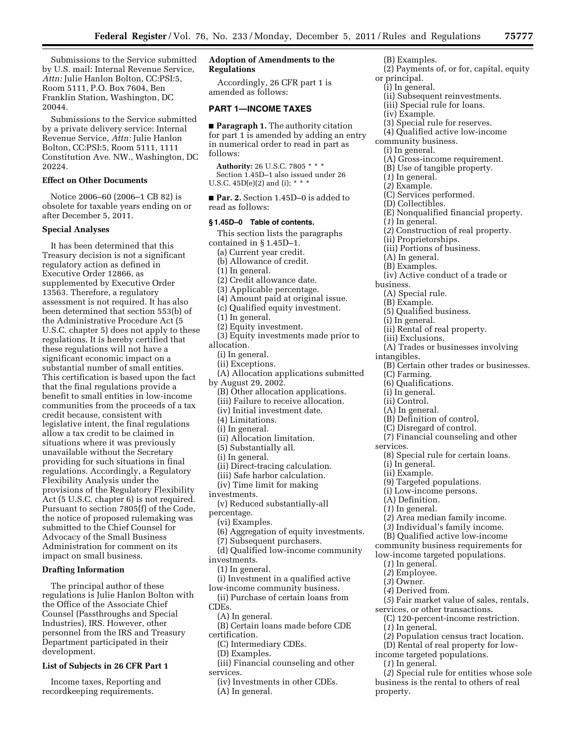Submissions to the Service submitted by U.S. mail: Internal Revenue Service, *Attn:* Julie Hanlon Bolton, CC:PSI:5, Room 5111, P.O. Box 7604, Ben Franklin Station, Washington, DC 20044.

Submissions to the Service submitted by a private delivery service: Internal Revenue Service, *Attn:* Julie Hanlon Bolton, CC:PSI:5, Room 5111, 1111 Constitution Ave. NW., Washington, DC 20224.

**Effect on Other Documents**

Notice 2006–60 (2006–1 CB 82) is obsolete for taxable years ending on or after December 5, 2011.

**Special Analyses**

It has been determined that this Treasury decision is not a significant regulatory action as defined in Executive Order 12866, as supplemented by Executive Order 13563. Therefore, a regulatory assessment is not required. It has also been determined that section 553(b) of the Administrative Procedure Act (5 U.S.C. chapter 5) does not apply to these regulations. It is hereby certified that these regulations will not have a significant economic impact on a substantial number of small entities. This certification is based upon the fact that the final regulations provide a benefit to small entities in low-income communities from the proceeds of a tax credit because, consistent with legislative intent, the final regulations allow a tax credit to be claimed in situations where it was previously unavailable without the Secretary providing for such situations in final regulations. Accordingly, a Regulatory Flexibility Analysis under the provisions of the Regulatory Flexibility Act (5 U.S.C. chapter 6) is not required. Pursuant to section 7805(f) of the Code, the notice of proposed rulemaking was submitted to the Chief Counsel for Advocacy of the Small Business Administration for comment on its impact on small business.

**Drafting Information**

The principal author of these regulations is Julie Hanlon Bolton with the Office of the Associate Chief Counsel (Passthroughs and Special Industries), IRS. However, other personnel from the IRS and Treasury Department participated in their development.

**List of Subjects in 26 CFR Part 1**

Income taxes, Reporting and recordkeeping requirements.

**Adoption of Amendments to the Regulations**

Accordingly, 26 CFR part 1 is amended as follows:

**PART 1—INCOME TAXES**

■ **Paragraph 1.** The authority citation for part 1 is amended by adding an entry in numerical order to read in part as follows:

**Authority:** 26 U.S.C. 7805 * * *
Section 1.45D–1 also issued under 26 U.S.C. 45D(e)(2) and (i); * * *

■ **Par. 2.** Section 1.45D–0 is added to read as follows:

**§ 1.45D–0 Table of contents.**

This section lists the paragraphs contained in § 1.45D–1.

(a) Current year credit.
(b) Allowance of credit.
(1) In general.
(2) Credit allowance date.
(3) Applicable percentage.
(4) Amount paid at original issue.
(c) Qualified equity investment.
(1) In general.
(2) Equity investment.
(3) Equity investments made prior to allocation.
(i) In general.
(ii) Exceptions.
(A) Allocation applications submitted by August 29, 2002.
(B) Other allocation applications.
(iii) Failure to receive allocation.
(iv) Initial investment date.
(4) Limitations.
(i) In general.
(ii) Allocation limitation.
(5) Substantially all.
(i) In general.
(ii) Direct-tracing calculation.
(iii) Safe harbor calculation.
(iv) Time limit for making investments.
(v) Reduced substantially-all percentage.
(vi) Examples.
(6) Aggregation of equity investments.
(7) Subsequent purchasers.
(d) Qualified low-income community investments.
(1) In general.
(i) Investment in a qualified active low-income community business.
(ii) Purchase of certain loans from CDEs.
(A) In general.
(B) Certain loans made before CDE certification.
(C) Intermediary CDEs.
(D) Examples.
(iii) Financial counseling and other services.
(iv) Investments in other CDEs.
(A) In general.
(B) Examples.
(2) Payments of, or for, capital, equity or principal.
(i) In general.
(ii) Subsequent reinvestments.
(iii) Special rule for loans.
(iv) Example.
(3) Special rule for reserves.
(4) Qualified active low-income community business.
(i) In general.
(A) Gross-income requirement.
(B) Use of tangible property.
(*1*) In general.
(*2*) Example.
(C) Services performed.
(D) Collectibles.
(E) Nonqualified financial property.
(*1*) In general.
(*2*) Construction of real property.
(ii) Proprietorships.
(iii) Portions of business.
(A) In general.
(B) Examples.
(iv) Active conduct of a trade or business.
(A) Special rule.
(B) Example.
(5) Qualified business.
(i) In general.
(ii) Rental of real property.
(iii) Exclusions.
(A) Trades or businesses involving intangibles.
(B) Certain other trades or businesses.
(C) Farming.
(6) Qualifications.
(i) In general.
(ii) Control.
(A) In general.
(B) Definition of control.
(C) Disregard of control.
(7) Financial counseling and other services.
(8) Special rule for certain loans.
(i) In general.
(ii) Example.
(9) Targeted populations.
(i) Low-income persons.
(A) Definition.
(*1*) In general.
(*2*) Area median family income.
(*3*) Individual's family income.
(B) Qualified active low-income community business requirements for low-income targeted populations.
(*1*) In general.
(*2*) Employee.
(*3*) Owner.
(*4*) Derived from.
(*5*) Fair market value of sales, rentals, services, or other transactions.
(C) 120-percent-income restriction.
(*1*) In general.
(*2*) Population census tract location.
(D) Rental of real property for low-income targeted populations.
(*1*) In general.
(*2*) Special rule for entities whose sole business is the rental to others of real property.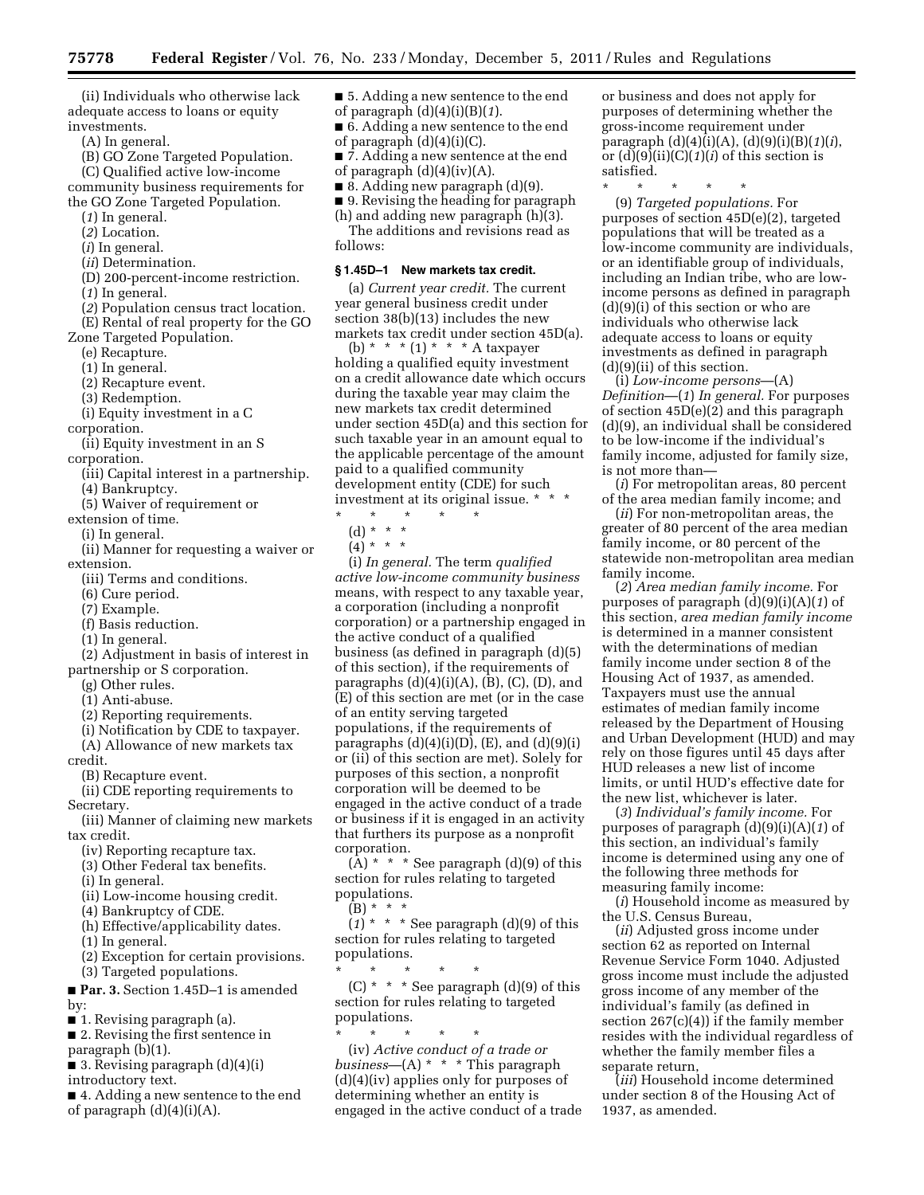(ii) Individuals who otherwise lack adequate access to loans or equity investments.

(A) In general.

(B) GO Zone Targeted Population.

(C) Qualified active low-income community business requirements for the GO Zone Targeted Population.

(*1*) In general.

(*2*) Location.

(*i*) In general.

(*ii*) Determination.

(D) 200-percent-income restriction.

(*1*) In general.

(*2*) Population census tract location.

(E) Rental of real property for the GO Zone Targeted Population.

(e) Recapture.

(1) In general.

(2) Recapture event.

(3) Redemption.

(i) Equity investment in a C corporation.

(ii) Equity investment in an S corporation.

(iii) Capital interest in a partnership.

(4) Bankruptcy.

(5) Waiver of requirement or extension of time.

(i) In general.

(ii) Manner for requesting a waiver or extension.

(iii) Terms and conditions.

(6) Cure period.

(7) Example.

(f) Basis reduction.

(1) In general.

(2) Adjustment in basis of interest in partnership or S corporation.

(g) Other rules.

(1) Anti-abuse.

(2) Reporting requirements.

(i) Notification by CDE to taxpayer.

(A) Allowance of new markets tax credit.

(B) Recapture event.

(ii) CDE reporting requirements to Secretary.

(iii) Manner of claiming new markets tax credit.

(iv) Reporting recapture tax.

(3) Other Federal tax benefits.

(i) In general.

(ii) Low-income housing credit.

(4) Bankruptcy of CDE.

(h) Effective/applicability dates.

(1) In general.

(2) Exception for certain provisions.

(3) Targeted populations.

■ **Par. 3.** Section 1.45D–1 is amended by:

■ 1. Revising paragraph (a).

■ 2. Revising the first sentence in paragraph (b)(1).

■ 3. Revising paragraph (d)(4)(i) introductory text.

■ 4. Adding a new sentence to the end of paragraph (d)(4)(i)(A).

■ 5. Adding a new sentence to the end of paragraph (d)(4)(i)(B)(*1*).

■ 6. Adding a new sentence to the end of paragraph (d)(4)(i)(C).

■ 7. Adding a new sentence at the end of paragraph (d)(4)(iv)(A).

■ 8. Adding new paragraph (d)(9).

■ 9. Revising the heading for paragraph (h) and adding new paragraph (h)(3).

The additions and revisions read as follows:

**§ 1.45D–1 New markets tax credit.**

(a) *Current year credit.* The current year general business credit under section 38(b)(13) includes the new markets tax credit under section 45D(a).

(b) * * * (1) * * * A taxpayer holding a qualified equity investment on a credit allowance date which occurs during the taxable year may claim the new markets tax credit determined under section 45D(a) and this section for such taxable year in an amount equal to the applicable percentage of the amount paid to a qualified community development entity (CDE) for such investment at its original issue. * * *

\* \* \* \* \*

(d) * * *

(4) * * *

(i) *In general.* The term *qualified active low-income community business* means, with respect to any taxable year, a corporation (including a nonprofit corporation) or a partnership engaged in the active conduct of a qualified business (as defined in paragraph (d)(5) of this section), if the requirements of paragraphs (d)(4)(i)(A), (B), (C), (D), and (E) of this section are met (or in the case of an entity serving targeted populations, if the requirements of paragraphs (d)(4)(i)(D), (E), and (d)(9)(i) or (ii) of this section are met). Solely for purposes of this section, a nonprofit corporation will be deemed to be engaged in the active conduct of a trade or business if it is engaged in an activity that furthers its purpose as a nonprofit corporation.

(A) * * * See paragraph (d)(9) of this section for rules relating to targeted populations.

(B) * * *

(*1*) * * * See paragraph (d)(9) of this section for rules relating to targeted populations.

\* \* \* \* \*

(C) * * * See paragraph (d)(9) of this section for rules relating to targeted populations.

\* \* \* \* \*

(iv) *Active conduct of a trade or business*—(A) * * * This paragraph (d)(4)(iv) applies only for purposes of determining whether an entity is engaged in the active conduct of a trade or business and does not apply for purposes of determining whether the gross-income requirement under paragraph (d)(4)(i)(A), (d)(9)(i)(B)(*1*)(*i*), or (d)(9)(ii)(C)(*1*)(*i*) of this section is satisfied.

\* \* \* \* \*

(9) *Targeted populations.* For purposes of section 45D(e)(2), targeted populations that will be treated as a low-income community are individuals, or an identifiable group of individuals, including an Indian tribe, who are low-income persons as defined in paragraph (d)(9)(i) of this section or who are individuals who otherwise lack adequate access to loans or equity investments as defined in paragraph (d)(9)(ii) of this section.

(i) *Low-income persons*—(A) *Definition*—(*1*) *In general.* For purposes of section 45D(e)(2) and this paragraph (d)(9), an individual shall be considered to be low-income if the individual's family income, adjusted for family size, is not more than—

(*i*) For metropolitan areas, 80 percent of the area median family income; and

(*ii*) For non-metropolitan areas, the greater of 80 percent of the area median family income, or 80 percent of the statewide non-metropolitan area median family income.

(*2*) *Area median family income.* For purposes of paragraph (d)(9)(i)(A)(*1*) of this section, *area median family income* is determined in a manner consistent with the determinations of median family income under section 8 of the Housing Act of 1937, as amended. Taxpayers must use the annual estimates of median family income released by the Department of Housing and Urban Development (HUD) and may rely on those figures until 45 days after HUD releases a new list of income limits, or until HUD's effective date for the new list, whichever is later.

(*3*) *Individual's family income.* For purposes of paragraph (d)(9)(i)(A)(*1*) of this section, an individual's family income is determined using any one of the following three methods for measuring family income:

(*i*) Household income as measured by the U.S. Census Bureau,

(*ii*) Adjusted gross income under section 62 as reported on Internal Revenue Service Form 1040. Adjusted gross income must include the adjusted gross income of any member of the individual's family (as defined in section 267(c)(4)) if the family member resides with the individual regardless of whether the family member files a separate return,

(*iii*) Household income determined under section 8 of the Housing Act of 1937, as amended.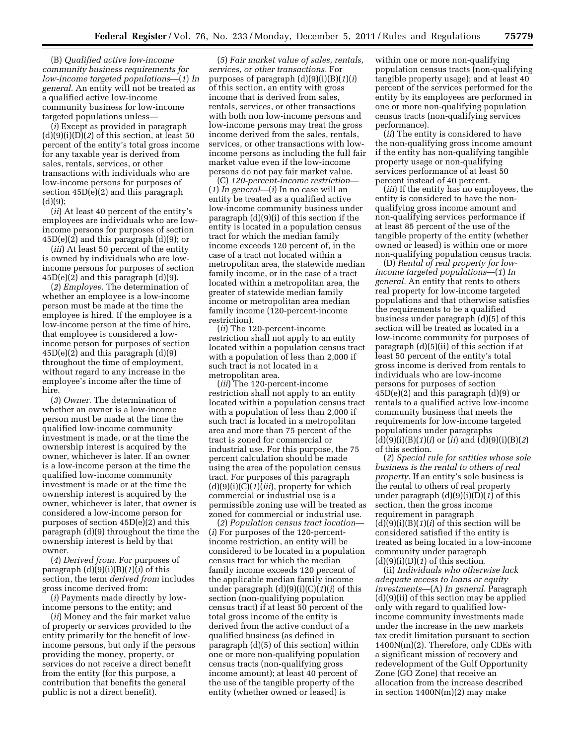(B) *Qualified active low-income community business requirements for low-income targeted populations*—(*1*) *In general.* An entity will not be treated as a qualified active low-income community business for low-income targeted populations unless—

(*i*) Except as provided in paragraph (d)(9)(i)(D)(*2*) of this section, at least 50 percent of the entity's total gross income for any taxable year is derived from sales, rentals, services, or other transactions with individuals who are low-income persons for purposes of section 45D(e)(2) and this paragraph (d)(9);

(*ii*) At least 40 percent of the entity's employees are individuals who are low-income persons for purposes of section 45D(e)(2) and this paragraph (d)(9); or

(*iii*) At least 50 percent of the entity is owned by individuals who are low-income persons for purposes of section 45D(e)(2) and this paragraph (d)(9).

(*2*) *Employee.* The determination of whether an employee is a low-income person must be made at the time the employee is hired. If the employee is a low-income person at the time of hire, that employee is considered a low-income person for purposes of section 45D(e)(2) and this paragraph (d)(9) throughout the time of employment, without regard to any increase in the employee's income after the time of hire.

(*3*) *Owner.* The determination of whether an owner is a low-income person must be made at the time the qualified low-income community investment is made, or at the time the ownership interest is acquired by the owner, whichever is later. If an owner is a low-income person at the time the qualified low-income community investment is made or at the time the ownership interest is acquired by the owner, whichever is later, that owner is considered a low-income person for purposes of section 45D(e)(2) and this paragraph (d)(9) throughout the time the ownership interest is held by that owner.

(*4*) *Derived from.* For purposes of paragraph (d)(9)(i)(B)(*1*)(*i*) of this section, the term *derived from* includes gross income derived from:

(*i*) Payments made directly by low-income persons to the entity; and

(*ii*) Money and the fair market value of property or services provided to the entity primarily for the benefit of low-income persons, but only if the persons providing the money, property, or services do not receive a direct benefit from the entity (for this purpose, a contribution that benefits the general public is not a direct benefit).

(*5*) *Fair market value of sales, rentals, services, or other transactions.* For purposes of paragraph (d)(9)(i)(B)(*1*)(*i*) of this section, an entity with gross income that is derived from sales, rentals, services, or other transactions with both non low-income persons and low-income persons may treat the gross income derived from the sales, rentals, services, or other transactions with low-income persons as including the full fair market value even if the low-income persons do not pay fair market value.

(C) *120-percent-income restriction*—(*1*) *In general*—(*i*) In no case will an entity be treated as a qualified active low-income community business under paragraph (d)(9)(i) of this section if the entity is located in a population census tract for which the median family income exceeds 120 percent of, in the case of a tract not located within a metropolitan area, the statewide median family income, or in the case of a tract located within a metropolitan area, the greater of statewide median family income or metropolitan area median family income (120-percent-income restriction).

(*ii*) The 120-percent-income restriction shall not apply to an entity located within a population census tract with a population of less than 2,000 if such tract is not located in a metropolitan area.

(*iii*) The 120-percent-income restriction shall not apply to an entity located within a population census tract with a population of less than 2,000 if such tract is located in a metropolitan area and more than 75 percent of the tract is zoned for commercial or industrial use. For this purpose, the 75 percent calculation should be made using the area of the population census tract. For purposes of this paragraph (d)(9)(i)(C)(*1*)(*iii*), property for which commercial or industrial use is a permissible zoning use will be treated as zoned for commercial or industrial use.

(*2*) *Population census tract location*—(*i*) For purposes of the 120-percent-income restriction, an entity will be considered to be located in a population census tract for which the median family income exceeds 120 percent of the applicable median family income under paragraph (d)(9)(i)(C)(*1*)(*i*) of this section (non-qualifying population census tract) if at least 50 percent of the total gross income of the entity is derived from the active conduct of a qualified business (as defined in paragraph (d)(5) of this section) within one or more non-qualifying population census tracts (non-qualifying gross income amount); at least 40 percent of the use of the tangible property of the entity (whether owned or leased) is within one or more non-qualifying population census tracts (non-qualifying tangible property usage); and at least 40 percent of the services performed for the entity by its employees are performed in one or more non-qualifying population census tracts (non-qualifying services performance).

(*ii*) The entity is considered to have the non-qualifying gross income amount if the entity has non-qualifying tangible property usage or non-qualifying services performance of at least 50 percent instead of 40 percent.

(*iii*) If the entity has no employees, the entity is considered to have the non-qualifying gross income amount and non-qualifying services performance if at least 85 percent of the use of the tangible property of the entity (whether owned or leased) is within one or more non-qualifying population census tracts.

(D) *Rental of real property for low-income targeted populations*—(*1*) *In general.* An entity that rents to others real property for low-income targeted populations and that otherwise satisfies the requirements to be a qualified business under paragraph (d)(5) of this section will be treated as located in a low-income community for purposes of paragraph (d)(5)(ii) of this section if at least 50 percent of the entity's total gross income is derived from rentals to individuals who are low-income persons for purposes of section 45D(e)(2) and this paragraph (d)(9) or rentals to a qualified active low-income community business that meets the requirements for low-income targeted populations under paragraphs (d)(9)(i)(B)(*1*)(*i*) or (*ii*) and (d)(9)(i)(B)(*2*) of this section.

(*2*) *Special rule for entities whose sole business is the rental to others of real property.* If an entity's sole business is the rental to others of real property under paragraph (d)(9)(i)(D)(*1*) of this section, then the gross income requirement in paragraph (d)(9)(i)(B)(*1*)(*i*) of this section will be considered satisfied if the entity is treated as being located in a low-income community under paragraph (d)(9)(i)(D)(*1*) of this section.

(ii) *Individuals who otherwise lack adequate access to loans or equity investments*—(A) *In general.* Paragraph (d)(9)(ii) of this section may be applied only with regard to qualified low-income community investments made under the increase in the new markets tax credit limitation pursuant to section 1400N(m)(2). Therefore, only CDEs with a significant mission of recovery and redevelopment of the Gulf Opportunity Zone (GO Zone) that receive an allocation from the increase described in section 1400N(m)(2) may make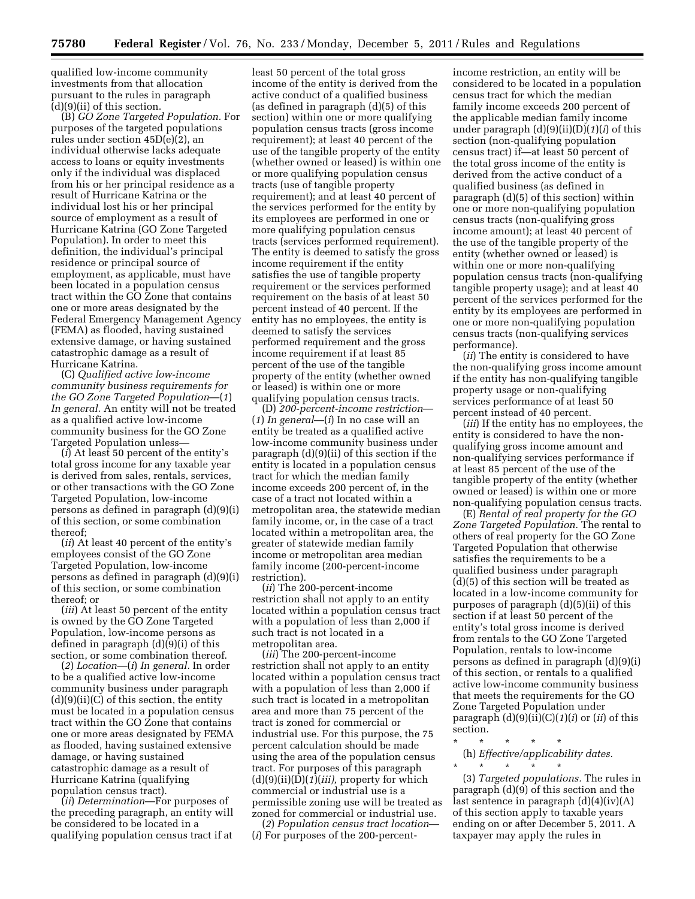qualified low-income community investments from that allocation pursuant to the rules in paragraph (d)(9)(ii) of this section.

(B) *GO Zone Targeted Population.* For purposes of the targeted populations rules under section 45D(e)(2), an individual otherwise lacks adequate access to loans or equity investments only if the individual was displaced from his or her principal residence as a result of Hurricane Katrina or the individual lost his or her principal source of employment as a result of Hurricane Katrina (GO Zone Targeted Population). In order to meet this definition, the individual's principal residence or principal source of employment, as applicable, must have been located in a population census tract within the GO Zone that contains one or more areas designated by the Federal Emergency Management Agency (FEMA) as flooded, having sustained extensive damage, or having sustained catastrophic damage as a result of Hurricane Katrina.

(C) *Qualified active low-income community business requirements for the GO Zone Targeted Population*—(*1*) *In general.* An entity will not be treated as a qualified active low-income community business for the GO Zone Targeted Population unless—

(*i*) At least 50 percent of the entity's total gross income for any taxable year is derived from sales, rentals, services, or other transactions with the GO Zone Targeted Population, low-income persons as defined in paragraph (d)(9)(i) of this section, or some combination thereof;

(*ii*) At least 40 percent of the entity's employees consist of the GO Zone Targeted Population, low-income persons as defined in paragraph (d)(9)(i) of this section, or some combination thereof; or

(*iii*) At least 50 percent of the entity is owned by the GO Zone Targeted Population, low-income persons as defined in paragraph (d)(9)(i) of this section, or some combination thereof.

(*2*) *Location*—(*i*) *In general.* In order to be a qualified active low-income community business under paragraph (d)(9)(ii)(C) of this section, the entity must be located in a population census tract within the GO Zone that contains one or more areas designated by FEMA as flooded, having sustained extensive damage, or having sustained catastrophic damage as a result of Hurricane Katrina (qualifying population census tract).

(*ii*) *Determination*—For purposes of the preceding paragraph, an entity will be considered to be located in a qualifying population census tract if at least 50 percent of the total gross income of the entity is derived from the active conduct of a qualified business (as defined in paragraph (d)(5) of this section) within one or more qualifying population census tracts (gross income requirement); at least 40 percent of the use of the tangible property of the entity (whether owned or leased) is within one or more qualifying population census tracts (use of tangible property requirement); and at least 40 percent of the services performed for the entity by its employees are performed in one or more qualifying population census tracts (services performed requirement). The entity is deemed to satisfy the gross income requirement if the entity satisfies the use of tangible property requirement or the services performed requirement on the basis of at least 50 percent instead of 40 percent. If the entity has no employees, the entity is deemed to satisfy the services performed requirement and the gross income requirement if at least 85 percent of the use of the tangible property of the entity (whether owned or leased) is within one or more qualifying population census tracts.

(D) *200-percent-income restriction*—(*1*) *In general*—(*i*) In no case will an entity be treated as a qualified active low-income community business under paragraph (d)(9)(ii) of this section if the entity is located in a population census tract for which the median family income exceeds 200 percent of, in the case of a tract not located within a metropolitan area, the statewide median family income, or, in the case of a tract located within a metropolitan area, the greater of statewide median family income or metropolitan area median family income (200-percent-income restriction).

(*ii*) The 200-percent-income restriction shall not apply to an entity located within a population census tract with a population of less than 2,000 if such tract is not located in a metropolitan area.

(*iii*) The 200-percent-income restriction shall not apply to an entity located within a population census tract with a population of less than 2,000 if such tract is located in a metropolitan area and more than 75 percent of the tract is zoned for commercial or industrial use. For this purpose, the 75 percent calculation should be made using the area of the population census tract. For purposes of this paragraph (d)(9)(ii)(D)(*1*)(*iii*), property for which commercial or industrial use is a permissible zoning use will be treated as zoned for commercial or industrial use.

(*2*) *Population census tract location*—(*i*) For purposes of the 200-percent-income restriction, an entity will be considered to be located in a population census tract for which the median family income exceeds 200 percent of the applicable median family income under paragraph (d)(9)(ii)(D)(*1*)(*i*) of this section (non-qualifying population census tract) if—at least 50 percent of the total gross income of the entity is derived from the active conduct of a qualified business (as defined in paragraph (d)(5) of this section) within one or more non-qualifying population census tracts (non-qualifying gross income amount); at least 40 percent of the use of the tangible property of the entity (whether owned or leased) is within one or more non-qualifying population census tracts (non-qualifying tangible property usage); and at least 40 percent of the services performed for the entity by its employees are performed in one or more non-qualifying population census tracts (non-qualifying services performance).

(*ii*) The entity is considered to have the non-qualifying gross income amount if the entity has non-qualifying tangible property usage or non-qualifying services performance of at least 50 percent instead of 40 percent.

(*iii*) If the entity has no employees, the entity is considered to have the non-qualifying gross income amount and non-qualifying services performance if at least 85 percent of the use of the tangible property of the entity (whether owned or leased) is within one or more non-qualifying population census tracts.

(E) *Rental of real property for the GO Zone Targeted Population.* The rental to others of real property for the GO Zone Targeted Population that otherwise satisfies the requirements to be a qualified business under paragraph (d)(5) of this section will be treated as located in a low-income community for purposes of paragraph (d)(5)(ii) of this section if at least 50 percent of the entity's total gross income is derived from rentals to the GO Zone Targeted Population, rentals to low-income persons as defined in paragraph (d)(9)(i) of this section, or rentals to a qualified active low-income community business that meets the requirements for the GO Zone Targeted Population under paragraph (d)(9)(ii)(C)(*1*)(*i*) or (*ii*) of this section.

\* \* \* \* \*

(h) *Effective/applicability dates.*

\* \* \* \* \*

(3) *Targeted populations.* The rules in paragraph (d)(9) of this section and the last sentence in paragraph (d)(4)(iv)(A) of this section apply to taxable years ending on or after December 5, 2011. A taxpayer may apply the rules in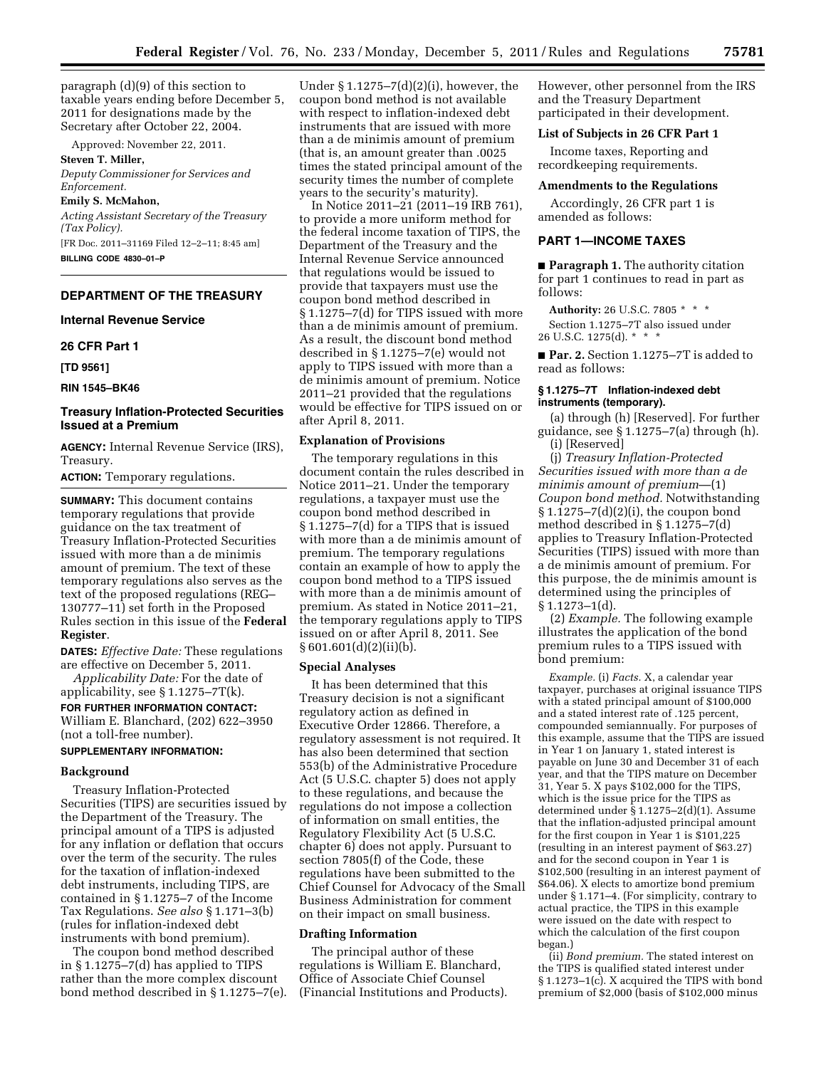paragraph (d)(9) of this section to taxable years ending before December 5, 2011 for designations made by the Secretary after October 22, 2004.

Approved: November 22, 2011.

**Steven T. Miller,**

*Deputy Commissioner for Services and Enforcement.*

**Emily S. McMahon,**

*Acting Assistant Secretary of the Treasury (Tax Policy).*

[FR Doc. 2011–31169 Filed 12–2–11; 8:45 am]

**BILLING CODE 4830–01–P**

---

## DEPARTMENT OF THE TREASURY

### Internal Revenue Service

### 26 CFR Part 1

**[TD 9561]**

**RIN 1545–BK46**

## Treasury Inflation-Protected Securities Issued at a Premium

**AGENCY:** Internal Revenue Service (IRS), Treasury.

**ACTION:** Temporary regulations.

**SUMMARY:** This document contains temporary regulations that provide guidance on the tax treatment of Treasury Inflation-Protected Securities issued with more than a de minimis amount of premium. The text of these temporary regulations also serves as the text of the proposed regulations (REG–130777–11) set forth in the Proposed Rules section in this issue of the **Federal Register**.

**DATES:** *Effective Date:* These regulations are effective on December 5, 2011.

*Applicability Date:* For the date of applicability, see § 1.1275–7T(k).

**FOR FURTHER INFORMATION CONTACT:** William E. Blanchard, (202) 622–3950 (not a toll-free number).

**SUPPLEMENTARY INFORMATION:**

### Background

Treasury Inflation-Protected Securities (TIPS) are securities issued by the Department of the Treasury. The principal amount of a TIPS is adjusted for any inflation or deflation that occurs over the term of the security. The rules for the taxation of inflation-indexed debt instruments, including TIPS, are contained in § 1.1275–7 of the Income Tax Regulations. *See also* § 1.171–3(b) (rules for inflation-indexed debt instruments with bond premium).

The coupon bond method described in § 1.1275–7(d) has applied to TIPS rather than the more complex discount bond method described in § 1.1275–7(e). Under § 1.1275–7(d)(2)(i), however, the coupon bond method is not available with respect to inflation-indexed debt instruments that are issued with more than a de minimis amount of premium (that is, an amount greater than .0025 times the stated principal amount of the security times the number of complete years to the security's maturity).

In Notice 2011–21 (2011–19 IRB 761), to provide a more uniform method for the federal income taxation of TIPS, the Department of the Treasury and the Internal Revenue Service announced that regulations would be issued to provide that taxpayers must use the coupon bond method described in § 1.1275–7(d) for TIPS issued with more than a de minimis amount of premium. As a result, the discount bond method described in § 1.1275–7(e) would not apply to TIPS issued with more than a de minimis amount of premium. Notice 2011–21 provided that the regulations would be effective for TIPS issued on or after April 8, 2011.

### Explanation of Provisions

The temporary regulations in this document contain the rules described in Notice 2011–21. Under the temporary regulations, a taxpayer must use the coupon bond method described in § 1.1275–7(d) for a TIPS that is issued with more than a de minimis amount of premium. The temporary regulations contain an example of how to apply the coupon bond method to a TIPS issued with more than a de minimis amount of premium. As stated in Notice 2011–21, the temporary regulations apply to TIPS issued on or after April 8, 2011. See § 601.601(d)(2)(ii)(b).

### Special Analyses

It has been determined that this Treasury decision is not a significant regulatory action as defined in Executive Order 12866. Therefore, a regulatory assessment is not required. It has also been determined that section 553(b) of the Administrative Procedure Act (5 U.S.C. chapter 5) does not apply to these regulations, and because the regulations do not impose a collection of information on small entities, the Regulatory Flexibility Act (5 U.S.C. chapter 6) does not apply. Pursuant to section 7805(f) of the Code, these regulations have been submitted to the Chief Counsel for Advocacy of the Small Business Administration for comment on their impact on small business.

### Drafting Information

The principal author of these regulations is William E. Blanchard, Office of Associate Chief Counsel (Financial Institutions and Products). However, other personnel from the IRS and the Treasury Department participated in their development.

### List of Subjects in 26 CFR Part 1

Income taxes, Reporting and recordkeeping requirements.

### Amendments to the Regulations

Accordingly, 26 CFR part 1 is amended as follows:

## PART 1—INCOME TAXES

■ **Paragraph 1.** The authority citation for part 1 continues to read in part as follows:

**Authority:** 26 U.S.C. 7805 * * *

Section 1.1275–7T also issued under 26 U.S.C. 1275(d). * * *

■ **Par. 2.** Section 1.1275–7T is added to read as follows:

#### § 1.1275–7T Inflation-indexed debt instruments (temporary).

(a) through (h) [Reserved]. For further guidance, see § 1.1275–7(a) through (h).

(i) [Reserved]

(j) *Treasury Inflation-Protected Securities issued with more than a de minimis amount of premium*—(1) *Coupon bond method.* Notwithstanding § 1.1275–7(d)(2)(i), the coupon bond method described in § 1.1275–7(d) applies to Treasury Inflation-Protected Securities (TIPS) issued with more than a de minimis amount of premium. For this purpose, the de minimis amount is determined using the principles of § 1.1273–1(d).

(2) *Example.* The following example illustrates the application of the bond premium rules to a TIPS issued with bond premium:

*Example.* (i) *Facts.* X, a calendar year taxpayer, purchases at original issuance TIPS with a stated principal amount of $100,000 and a stated interest rate of .125 percent, compounded semiannually. For purposes of this example, assume that the TIPS are issued in Year 1 on January 1, stated interest is payable on June 30 and December 31 of each year, and that the TIPS mature on December 31, Year 5. X pays $102,000 for the TIPS, which is the issue price for the TIPS as determined under § 1.1275–2(d)(1). Assume that the inflation-adjusted principal amount for the first coupon in Year 1 is $101,225 (resulting in an interest payment of $63.27) and for the second coupon in Year 1 is $102,500 (resulting in an interest payment of $64.06). X elects to amortize bond premium under § 1.171–4. (For simplicity, contrary to actual practice, the TIPS in this example were issued on the date with respect to which the calculation of the first coupon began.)

(ii) *Bond premium.* The stated interest on the TIPS is qualified stated interest under § 1.1273–1(c). X acquired the TIPS with bond premium of $2,000 (basis of $102,000 minus